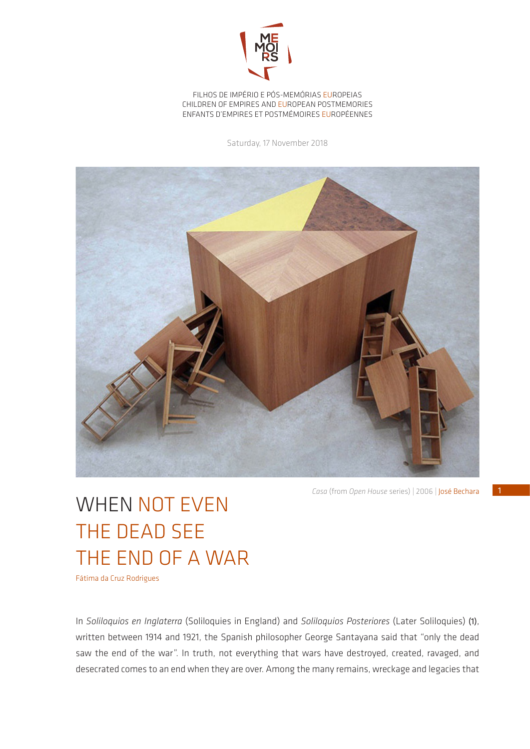FILHOS DE IMPÉRIO E PÓS-MEMÓRIAS EUROPEIAS
CHILDREN OF EMPIRES AND EUROPEAN POSTMEMORIES
ENFANTS D'EMPIRES ET POSTMÉMOIRES EUROPÉENNES

Saturday, 17 November 2018

*Casa* (from *Open House* series) | 2006 | José Bechara

# WHEN NOT EVEN THE DEAD SEE THE END OF A WAR

Fátima da Cruz Rodrigues

In *Soliloquios en Inglaterra* (Soliloquies in England) and *Soliloquios Posteriores* (Later Soliloquies) (1), written between 1914 and 1921, the Spanish philosopher George Santayana said that "only the dead saw the end of the war". In truth, not everything that wars have destroyed, created, ravaged, and desecrated comes to an end when they are over. Among the many remains, wreckage and legacies that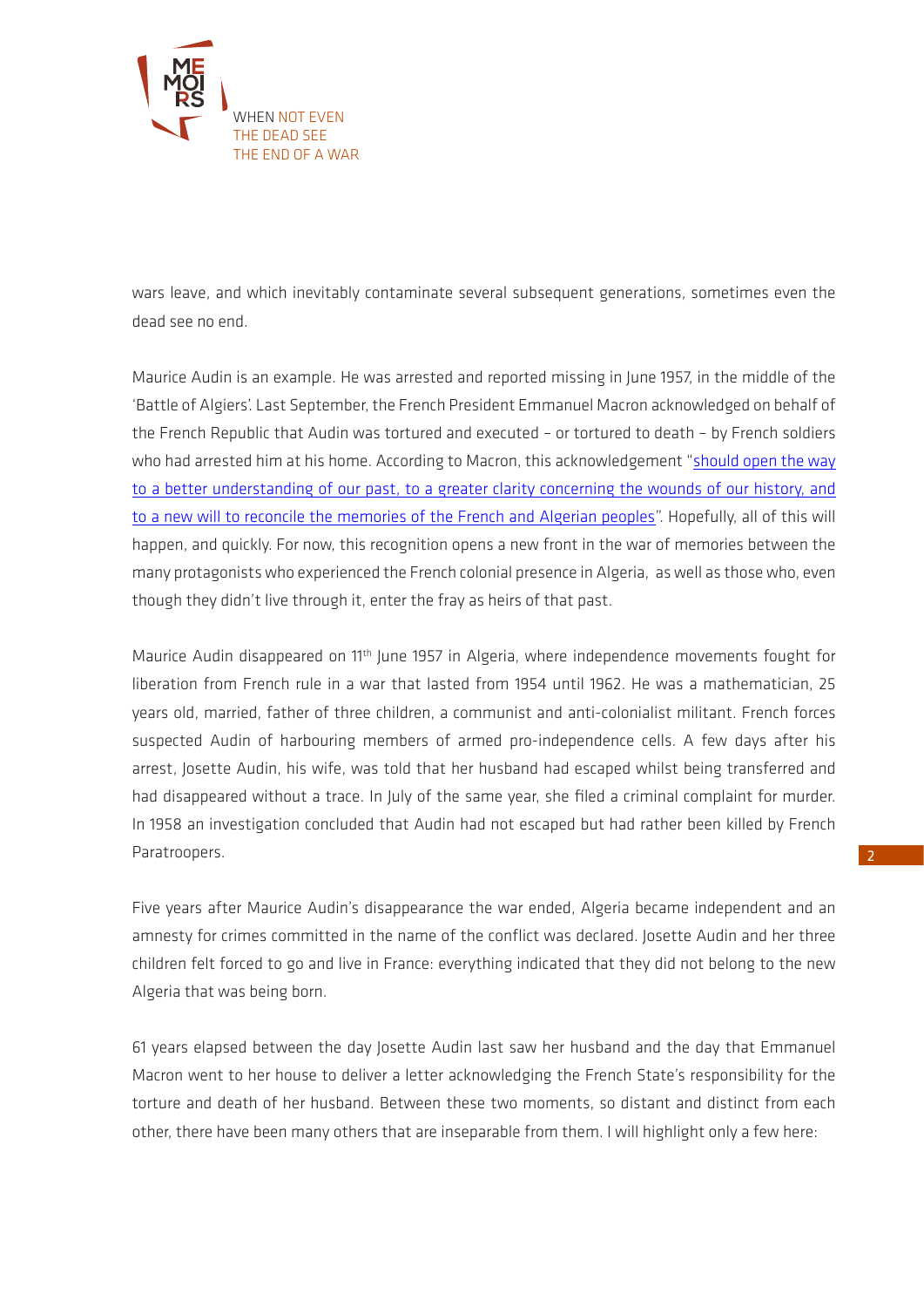wars leave, and which inevitably contaminate several subsequent generations, sometimes even the dead see no end.

Maurice Audin is an example. He was arrested and reported missing in June 1957, in the middle of the 'Battle of Algiers'. Last September, the French President Emmanuel Macron acknowledged on behalf of the French Republic that Audin was tortured and executed – or tortured to death – by French soldiers who had arrested him at his home. According to Macron, this acknowledgement "should open the way to a better understanding of our past, to a greater clarity concerning the wounds of our history, and to a new will to reconcile the memories of the French and Algerian peoples". Hopefully, all of this will happen, and quickly. For now, this recognition opens a new front in the war of memories between the many protagonists who experienced the French colonial presence in Algeria, as well as those who, even though they didn't live through it, enter the fray as heirs of that past.

Maurice Audin disappeared on 11th June 1957 in Algeria, where independence movements fought for liberation from French rule in a war that lasted from 1954 until 1962. He was a mathematician, 25 years old, married, father of three children, a communist and anti-colonialist militant. French forces suspected Audin of harbouring members of armed pro-independence cells. A few days after his arrest, Josette Audin, his wife, was told that her husband had escaped whilst being transferred and had disappeared without a trace. In July of the same year, she filed a criminal complaint for murder. In 1958 an investigation concluded that Audin had not escaped but had rather been killed by French Paratroopers.

Five years after Maurice Audin's disappearance the war ended, Algeria became independent and an amnesty for crimes committed in the name of the conflict was declared. Josette Audin and her three children felt forced to go and live in France: everything indicated that they did not belong to the new Algeria that was being born.

61 years elapsed between the day Josette Audin last saw her husband and the day that Emmanuel Macron went to her house to deliver a letter acknowledging the French State's responsibility for the torture and death of her husband. Between these two moments, so distant and distinct from each other, there have been many others that are inseparable from them. I will highlight only a few here: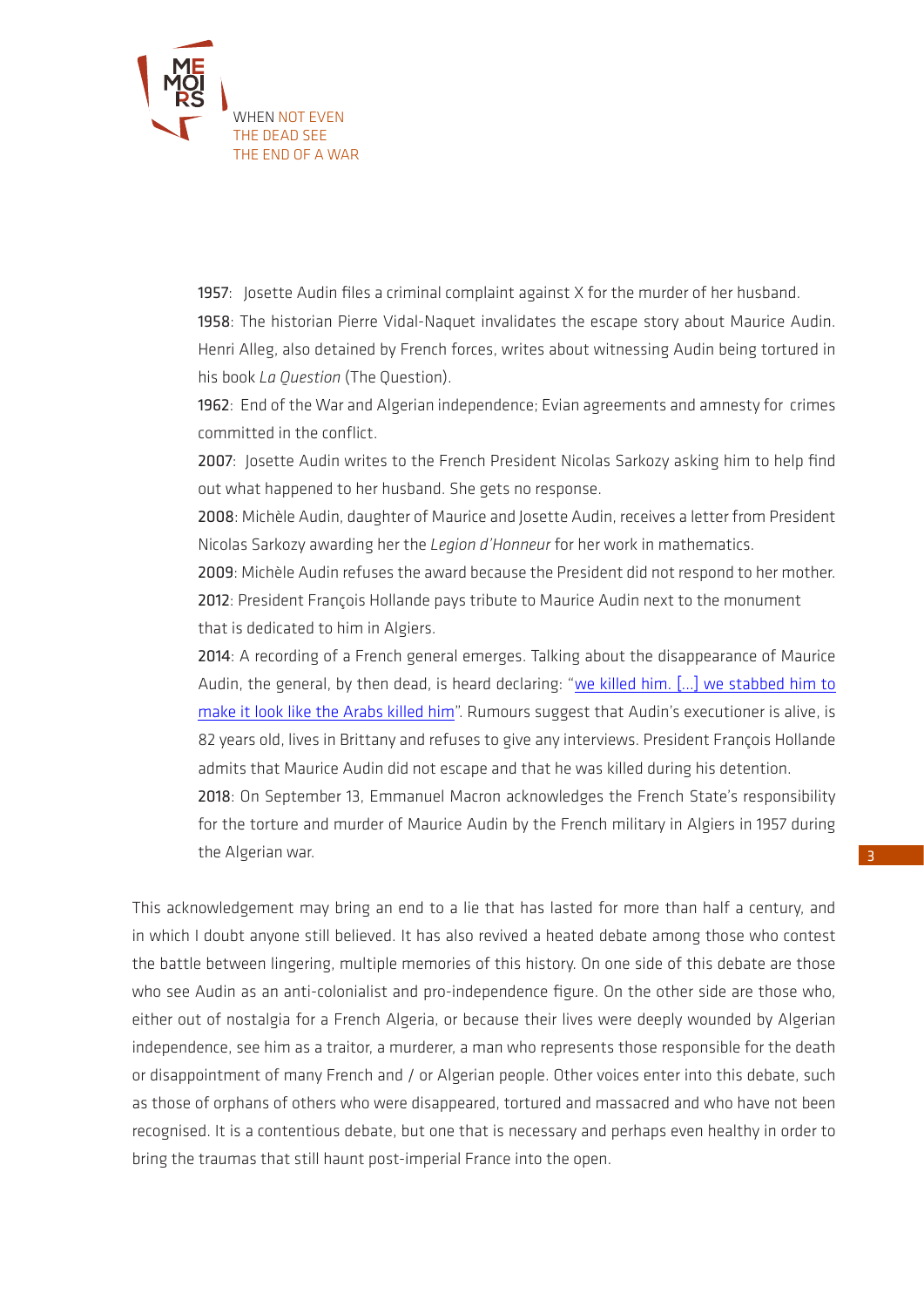**1957**: Josette Audin files a criminal complaint against X for the murder of her husband.

**1958**: The historian Pierre Vidal-Naquet invalidates the escape story about Maurice Audin. Henri Alleg, also detained by French forces, writes about witnessing Audin being tortured in his book *La Question* (The Question).

**1962**: End of the War and Algerian independence; Evian agreements and amnesty for crimes committed in the conflict.

**2007**: Josette Audin writes to the French President Nicolas Sarkozy asking him to help find out what happened to her husband. She gets no response.

**2008**: Michèle Audin, daughter of Maurice and Josette Audin, receives a letter from President Nicolas Sarkozy awarding her the *Legion d'Honneur* for her work in mathematics.

**2009**: Michèle Audin refuses the award because the President did not respond to her mother.

**2012**: President François Hollande pays tribute to Maurice Audin next to the monument that is dedicated to him in Algiers.

**2014**: A recording of a French general emerges. Talking about the disappearance of Maurice Audin, the general, by then dead, is heard declaring: "we killed him. [...] we stabbed him to make it look like the Arabs killed him". Rumours suggest that Audin's executioner is alive, is 82 years old, lives in Brittany and refuses to give any interviews. President François Hollande admits that Maurice Audin did not escape and that he was killed during his detention.

**2018**: On September 13, Emmanuel Macron acknowledges the French State's responsibility for the torture and murder of Maurice Audin by the French military in Algiers in 1957 during the Algerian war.

This acknowledgement may bring an end to a lie that has lasted for more than half a century, and in which I doubt anyone still believed. It has also revived a heated debate among those who contest the battle between lingering, multiple memories of this history. On one side of this debate are those who see Audin as an anti-colonialist and pro-independence figure. On the other side are those who, either out of nostalgia for a French Algeria, or because their lives were deeply wounded by Algerian independence, see him as a traitor, a murderer, a man who represents those responsible for the death or disappointment of many French and / or Algerian people. Other voices enter into this debate, such as those of orphans of others who were disappeared, tortured and massacred and who have not been recognised. It is a contentious debate, but one that is necessary and perhaps even healthy in order to bring the traumas that still haunt post-imperial France into the open.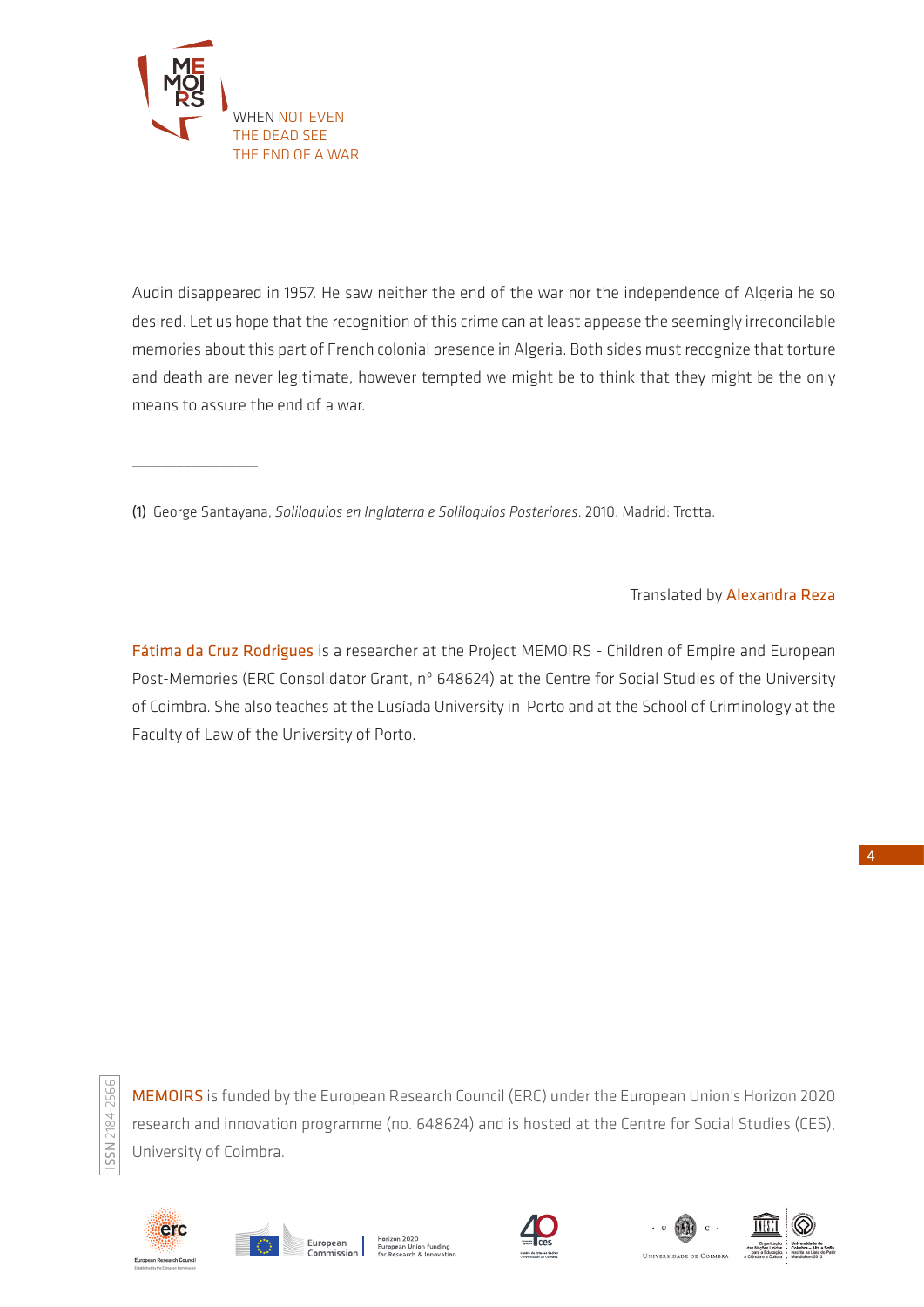Audin disappeared in 1957. He saw neither the end of the war nor the independence of Algeria he so desired. Let us hope that the recognition of this crime can at least appease the seemingly irreconcilable memories about this part of French colonial presence in Algeria. Both sides must recognize that torture and death are never legitimate, however tempted we might be to think that they might be the only means to assure the end of a war.

---

(1) George Santayana, *Soliloquios en Inglaterra e Soliloquios Posteriores*. 2010. Madrid: Trotta.

---

Translated by Alexandra Reza

Fátima da Cruz Rodrigues is a researcher at the Project MEMOIRS - Children of Empire and European Post-Memories (ERC Consolidator Grant, nº 648624) at the Centre for Social Studies of the University of Coimbra. She also teaches at the Lusíada University in Porto and at the School of Criminology at the Faculty of Law of the University of Porto.

ISSN 2184-2566

MEMOIRS is funded by the European Research Council (ERC) under the European Union's Horizon 2020 research and innovation programme (no. 648624) and is hosted at the Centre for Social Studies (CES), University of Coimbra.